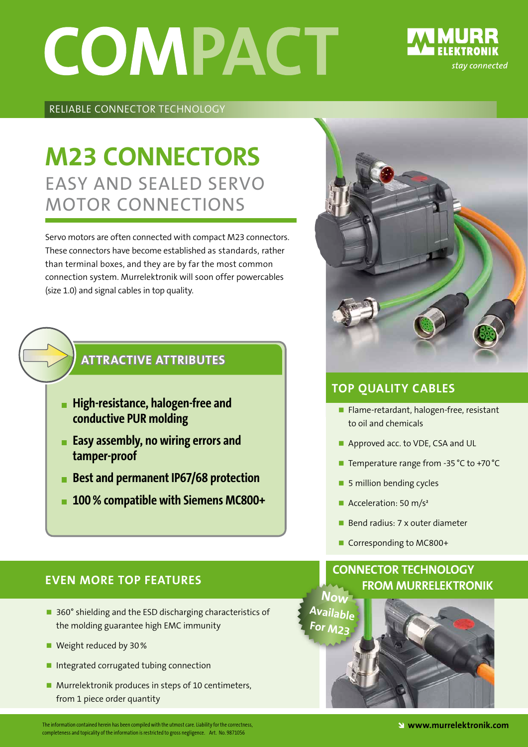# COMPACT

MURR ELEKTRONIK *stay connected*

RELIABLE CONNECTOR TECHNOLOGY

## M23 CONNECTORS

### EASY AND SEALED SERVO MOTOR CONNECTIONS

Servo motors are often connected with compact M23 connectors. These connectors have become established as standards, rather than terminal boxes, and they are by far the most common connection system. Murrelektronik will soon offer powercables (size 1.0) and signal cables in top quality.

### ATTRACTIVE ATTRIBUTES

- **High-resistance, halogen-free and conductive PUR molding**
- **Easy assembly, no wiring errors and tamper-proof**
- **Best and permanent IP67/68 protection**
- **100 % compatible with Siemens MC800+**

### TOP QUALITY CABLES

- Flame-retardant, halogen-free, resistant to oil and chemicals
- Approved acc. to VDE, CSA and UL
- Temperature range from -35 °C to +70 °C
- 5 million bending cycles
- Acceleration: 50 m/s²
- Bend radius: 7 x outer diameter
- Corresponding to MC800+

### EVEN MORE TOP FEATURES

- 360° shielding and the ESD discharging characteristics of the molding guarantee high EMC immunity
- Weight reduced by 30 %
- Integrated corrugated tubing connection
- Murrelektronik produces in steps of 10 centimeters, from 1 piece order quantity

### CONNECTOR TECHNOLOGY FROM MURRELEKTRONIK

Now Available For M23

The information contained herein has been compiled with the utmost care. Liability for the correctness, completeness and topicality of the information is restricted to gross negligence. Art. No. 9871056

www.murrelektronik.com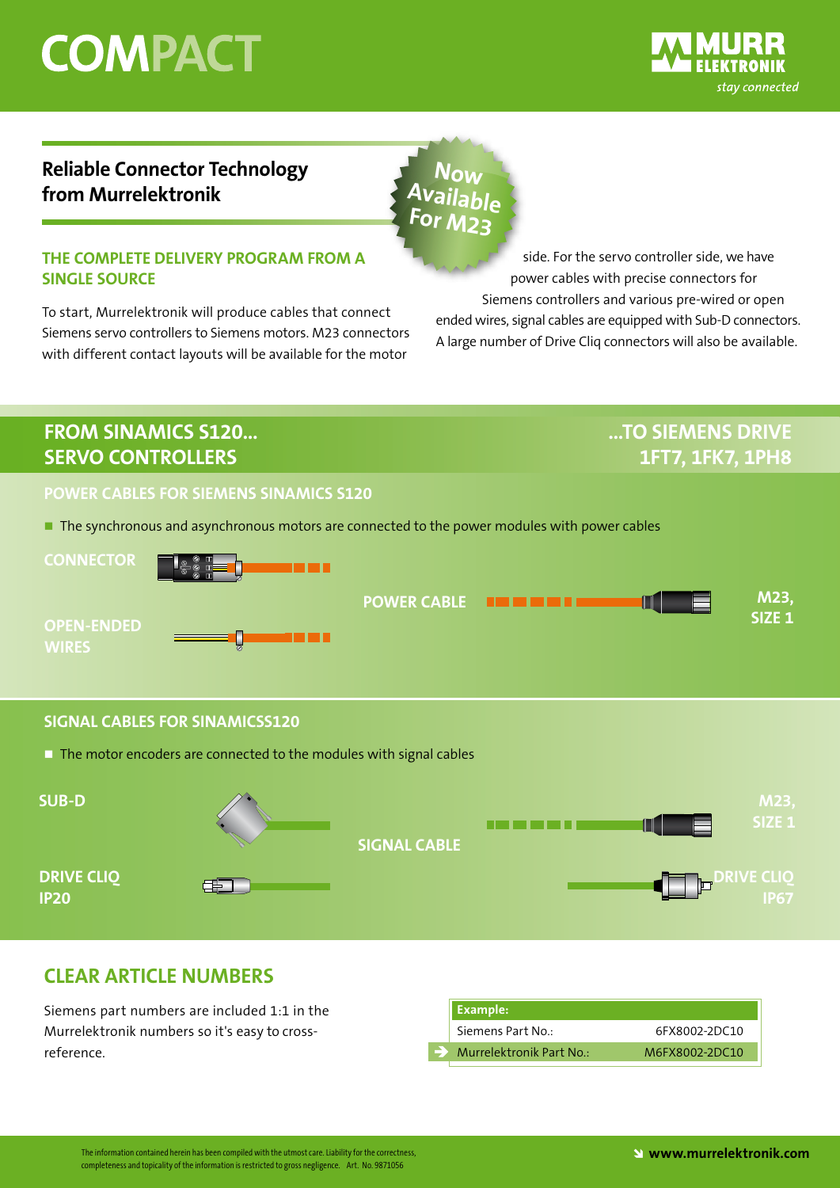# COMPACT

MURR ELEKTRONIK
*stay connected*

## Reliable Connector Technology from Murrelektronik

Now Available For M23

### THE COMPLETE DELIVERY PROGRAM FROM A SINGLE SOURCE

To start, Murrelektronik will produce cables that connect Siemens servo controllers to Siemens motors. M23 connectors with different contact layouts will be available for the motor side. For the servo controller side, we have power cables with precise connectors for Siemens controllers and various pre-wired or open ended wires, signal cables are equipped with Sub-D connectors. A large number of Drive Cliq connectors will also be available.

## FROM SINAMICS S120... SERVO CONTROLLERS / ...TO SIEMENS DRIVE 1FT7, 1FK7, 1PH8

### POWER CABLES FOR SIEMENS SINAMICS S120

- The synchronous and asynchronous motors are connected to the power modules with power cables

CONNECTOR

OPEN-ENDED WIRES

POWER CABLE

M23, SIZE 1

### SIGNAL CABLES FOR SINAMICSS120

- The motor encoders are connected to the modules with signal cables

SUB-D

DRIVE CLIQ IP20

SIGNAL CABLE

M23, SIZE 1

DRIVE CLIQ IP67

## CLEAR ARTICLE NUMBERS

Siemens part numbers are included 1:1 in the Murrelektronik numbers so it's easy to cross-reference.

| Example: | |
|---|---|
| Siemens Part No.: | 6FX8002-2DC10 |
| Murrelektronik Part No.: | M6FX8002-2DC10 |

The information contained herein has been compiled with the utmost care. Liability for the correctness, completeness and topicality of the information is restricted to gross negligence. Art. No. 9871056

www.murrelektronik.com